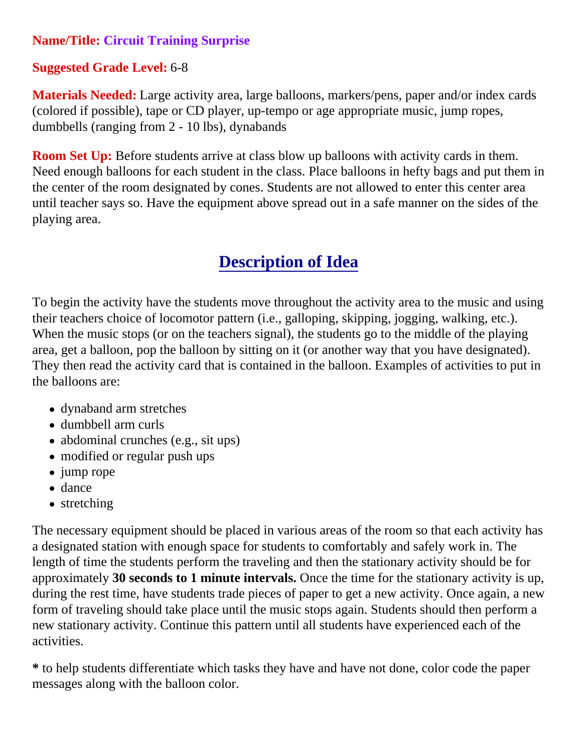**Name/Title:** **Circuit Training Surprise**

**Suggested Grade Level:** 6-8

**Materials Needed:** Large activity area, large balloons, markers/pens, paper and/or index cards (colored if possible), tape or CD player, up-tempo or age appropriate music, jump ropes, dumbbells (ranging from 2 - 10 lbs), dynabands

**Room Set Up:** Before students arrive at class blow up balloons with activity cards in them. Need enough balloons for each student in the class. Place balloons in hefty bags and put them in the center of the room designated by cones. Students are not allowed to enter this center area until teacher says so. Have the equipment above spread out in a safe manner on the sides of the playing area.

## Description of Idea

To begin the activity have the students move throughout the activity area to the music and using their teachers choice of locomotor pattern (i.e., galloping, skipping, jogging, walking, etc.). When the music stops (or on the teachers signal), the students go to the middle of the playing area, get a balloon, pop the balloon by sitting on it (or another way that you have designated). They then read the activity card that is contained in the balloon. Examples of activities to put in the balloons are:

- dynaband arm stretches
- dumbbell arm curls
- abdominal crunches (e.g., sit ups)
- modified or regular push ups
- jump rope
- dance
- stretching

The necessary equipment should be placed in various areas of the room so that each activity has a designated station with enough space for students to comfortably and safely work in. The length of time the students perform the traveling and then the stationary activity should be for approximately **30 seconds to 1 minute intervals.** Once the time for the stationary activity is up, during the rest time, have students trade pieces of paper to get a new activity. Once again, a new form of traveling should take place until the music stops again. Students should then perform a new stationary activity. Continue this pattern until all students have experienced each of the activities.

**\*** to help students differentiate which tasks they have and have not done, color code the paper messages along with the balloon color.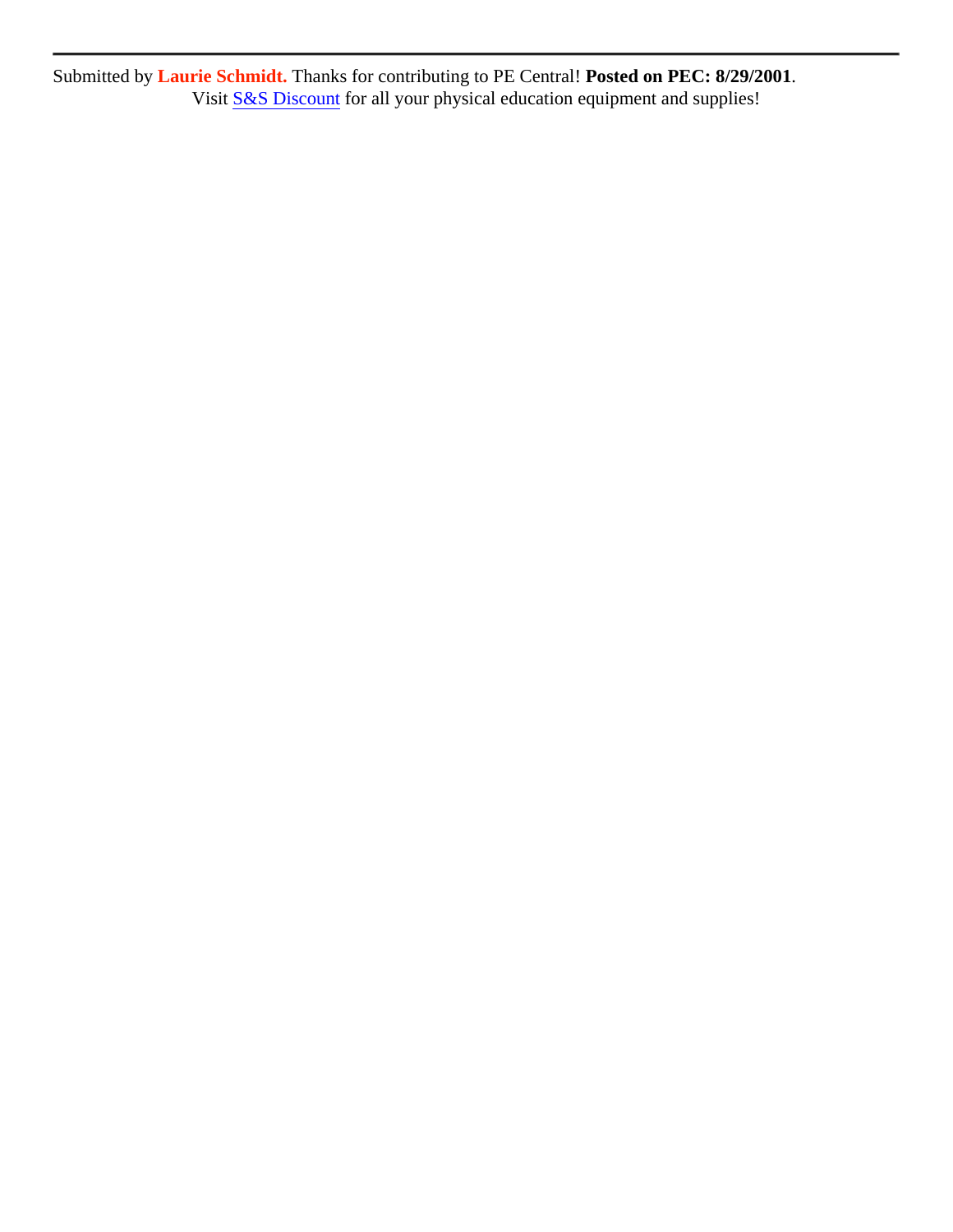---

Submitted by **Laurie Schmidt.** Thanks for contributing to PE Central! **Posted on PEC: 8/29/2001**.
Visit S&S Discount for all your physical education equipment and supplies!